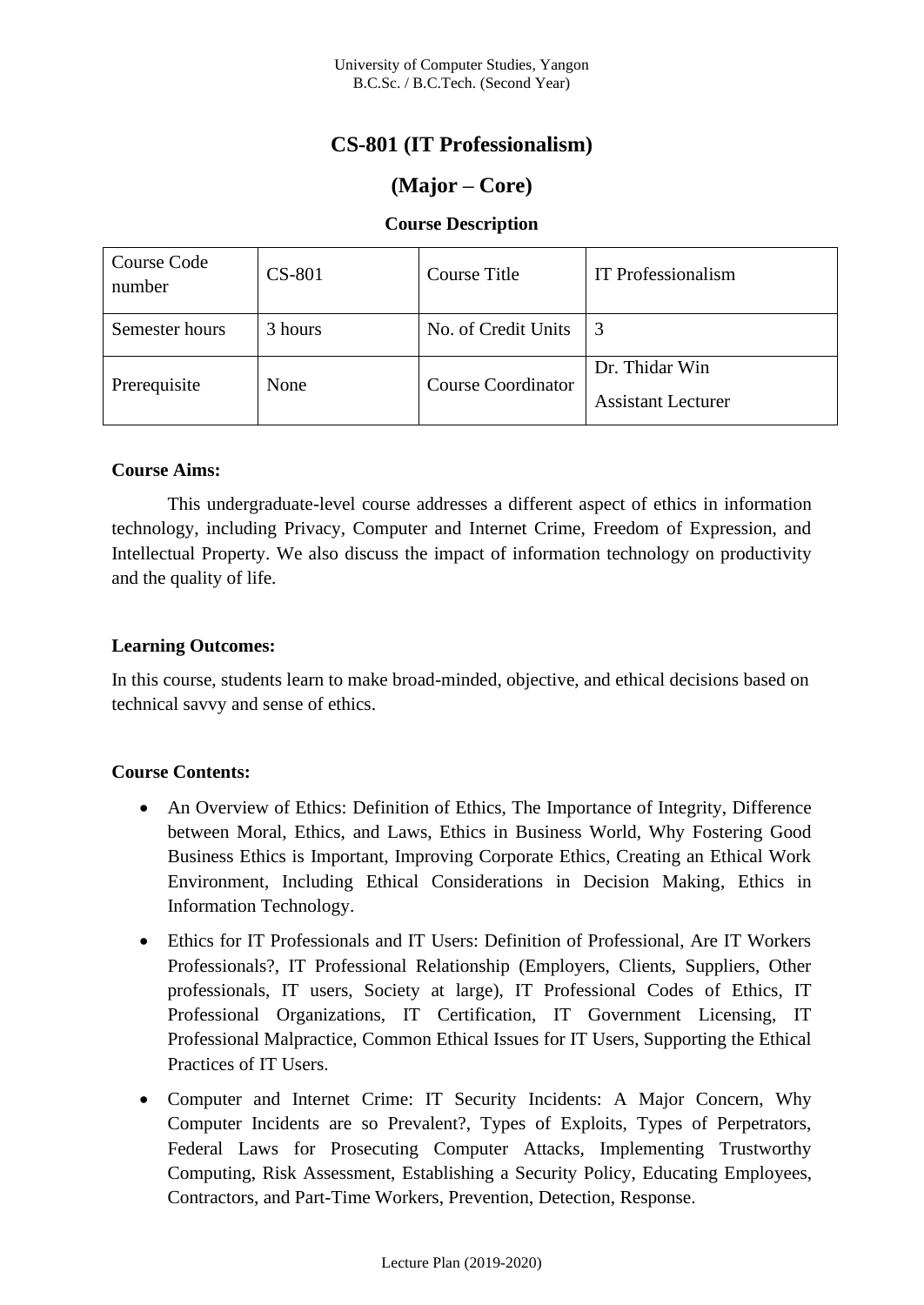University of Computer Studies, Yangon
B.C.Sc. / B.C.Tech. (Second Year)

# CS-801 (IT Professionalism)

## (Major – Core)

### Course Description

| Course Code number | CS-801 | Course Title | IT Professionalism |
|---|---|---|---|
| Semester hours | 3 hours | No. of Credit Units | 3 |
| Prerequisite | None | Course Coordinator | Dr. Thidar Win<br>Assistant Lecturer |

**Course Aims:**

This undergraduate-level course addresses a different aspect of ethics in information technology, including Privacy, Computer and Internet Crime, Freedom of Expression, and Intellectual Property. We also discuss the impact of information technology on productivity and the quality of life.

**Learning Outcomes:**

In this course, students learn to make broad-minded, objective, and ethical decisions based on technical savvy and sense of ethics.

**Course Contents:**

- An Overview of Ethics: Definition of Ethics, The Importance of Integrity, Difference between Moral, Ethics, and Laws, Ethics in Business World, Why Fostering Good Business Ethics is Important, Improving Corporate Ethics, Creating an Ethical Work Environment, Including Ethical Considerations in Decision Making, Ethics in Information Technology.
- Ethics for IT Professionals and IT Users: Definition of Professional, Are IT Workers Professionals?, IT Professional Relationship (Employers, Clients, Suppliers, Other professionals, IT users, Society at large), IT Professional Codes of Ethics, IT Professional Organizations, IT Certification, IT Government Licensing, IT Professional Malpractice, Common Ethical Issues for IT Users, Supporting the Ethical Practices of IT Users.
- Computer and Internet Crime: IT Security Incidents: A Major Concern, Why Computer Incidents are so Prevalent?, Types of Exploits, Types of Perpetrators, Federal Laws for Prosecuting Computer Attacks, Implementing Trustworthy Computing, Risk Assessment, Establishing a Security Policy, Educating Employees, Contractors, and Part-Time Workers, Prevention, Detection, Response.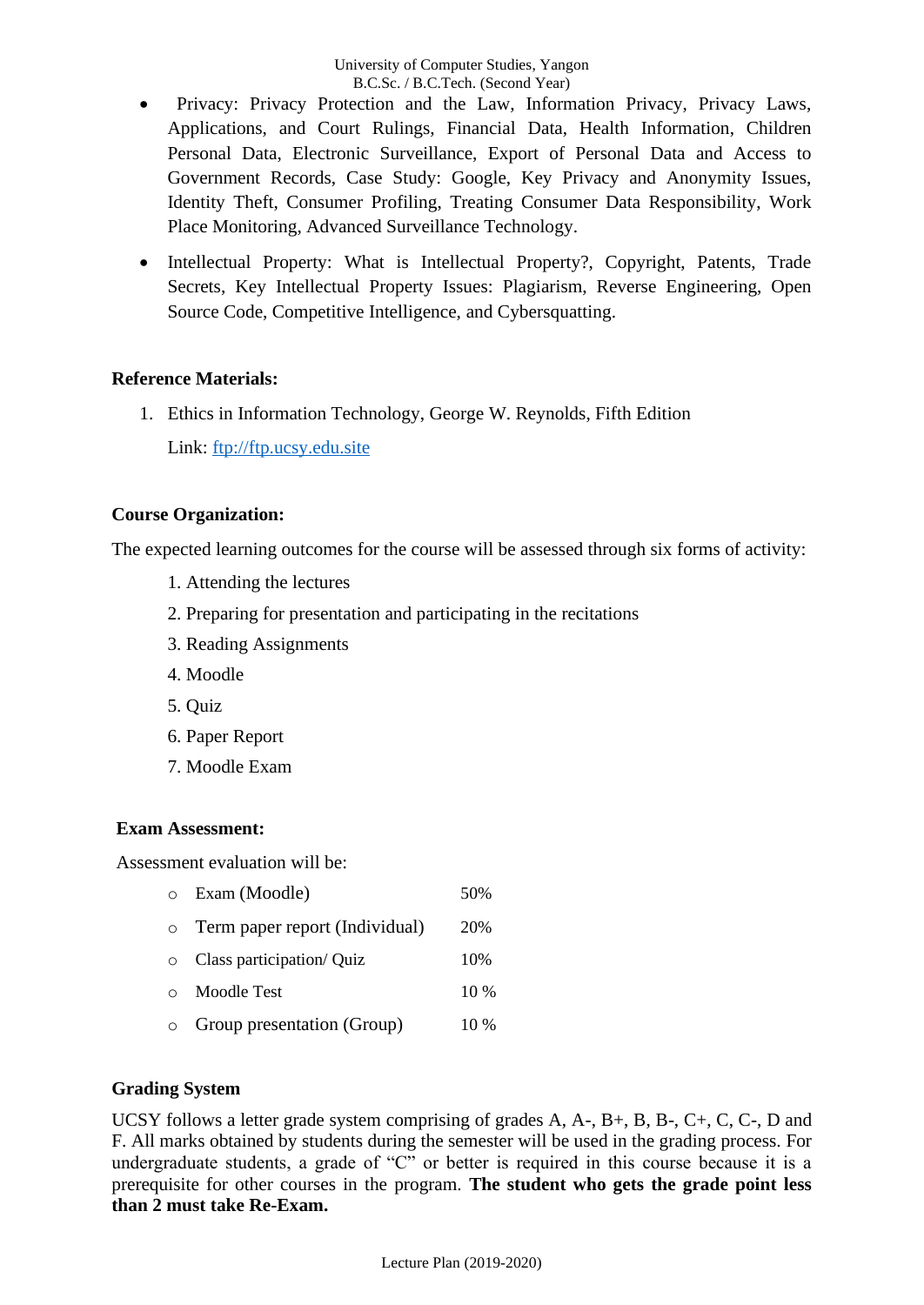- Privacy: Privacy Protection and the Law, Information Privacy, Privacy Laws, Applications, and Court Rulings, Financial Data, Health Information, Children Personal Data, Electronic Surveillance, Export of Personal Data and Access to Government Records, Case Study: Google, Key Privacy and Anonymity Issues, Identity Theft, Consumer Profiling, Treating Consumer Data Responsibility, Work Place Monitoring, Advanced Surveillance Technology.
- Intellectual Property: What is Intellectual Property?, Copyright, Patents, Trade Secrets, Key Intellectual Property Issues: Plagiarism, Reverse Engineering, Open Source Code, Competitive Intelligence, and Cybersquatting.

**Reference Materials:**

1. Ethics in Information Technology, George W. Reynolds, Fifth Edition

   Link: [ftp://ftp.ucsy.edu.site](ftp://ftp.ucsy.edu.site)

**Course Organization:**

The expected learning outcomes for the course will be assessed through six forms of activity:

1. Attending the lectures
2. Preparing for presentation and participating in the recitations
3. Reading Assignments
4. Moodle
5. Quiz
6. Paper Report
7. Moodle Exam

**Exam Assessment:**

Assessment evaluation will be:

| | |
|---|---|
| Exam (Moodle) | 50% |
| Term paper report (Individual) | 20% |
| Class participation/ Quiz | 10% |
| Moodle Test | 10 % |
| Group presentation (Group) | 10 % |

**Grading System**

UCSY follows a letter grade system comprising of grades A, A-, B+, B, B-, C+, C, C-, D and F. All marks obtained by students during the semester will be used in the grading process. For undergraduate students, a grade of "C" or better is required in this course because it is a prerequisite for other courses in the program. **The student who gets the grade point less than 2 must take Re-Exam.**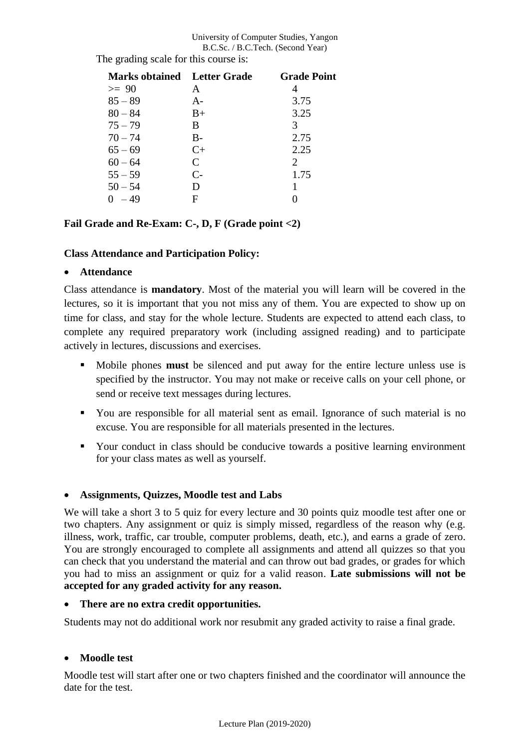The grading scale for this course is:

| Marks obtained | Letter Grade | Grade Point |
|---|---|---|
| >= 90 | A | 4 |
| 85 – 89 | A- | 3.75 |
| 80 – 84 | B+ | 3.25 |
| 75 – 79 | B | 3 |
| 70 – 74 | B- | 2.75 |
| 65 – 69 | C+ | 2.25 |
| 60 – 64 | C | 2 |
| 55 – 59 | C- | 1.75 |
| 50 – 54 | D | 1 |
| 0 – 49 | F | 0 |

**Fail Grade and Re-Exam: C-, D, F (Grade point <2)**

**Class Attendance and Participation Policy:**

- **Attendance**

Class attendance is **mandatory**. Most of the material you will learn will be covered in the lectures, so it is important that you not miss any of them. You are expected to show up on time for class, and stay for the whole lecture. Students are expected to attend each class, to complete any required preparatory work (including assigned reading) and to participate actively in lectures, discussions and exercises.

  - Mobile phones **must** be silenced and put away for the entire lecture unless use is specified by the instructor. You may not make or receive calls on your cell phone, or send or receive text messages during lectures.
  - You are responsible for all material sent as email. Ignorance of such material is no excuse. You are responsible for all materials presented in the lectures.
  - Your conduct in class should be conducive towards a positive learning environment for your class mates as well as yourself.

- **Assignments, Quizzes, Moodle test and Labs**

We will take a short 3 to 5 quiz for every lecture and 30 points quiz moodle test after one or two chapters. Any assignment or quiz is simply missed, regardless of the reason why (e.g. illness, work, traffic, car trouble, computer problems, death, etc.), and earns a grade of zero. You are strongly encouraged to complete all assignments and attend all quizzes so that you can check that you understand the material and can throw out bad grades, or grades for which you had to miss an assignment or quiz for a valid reason. **Late submissions will not be accepted for any graded activity for any reason.**

- **There are no extra credit opportunities.**

Students may not do additional work nor resubmit any graded activity to raise a final grade.

- **Moodle test**

Moodle test will start after one or two chapters finished and the coordinator will announce the date for the test.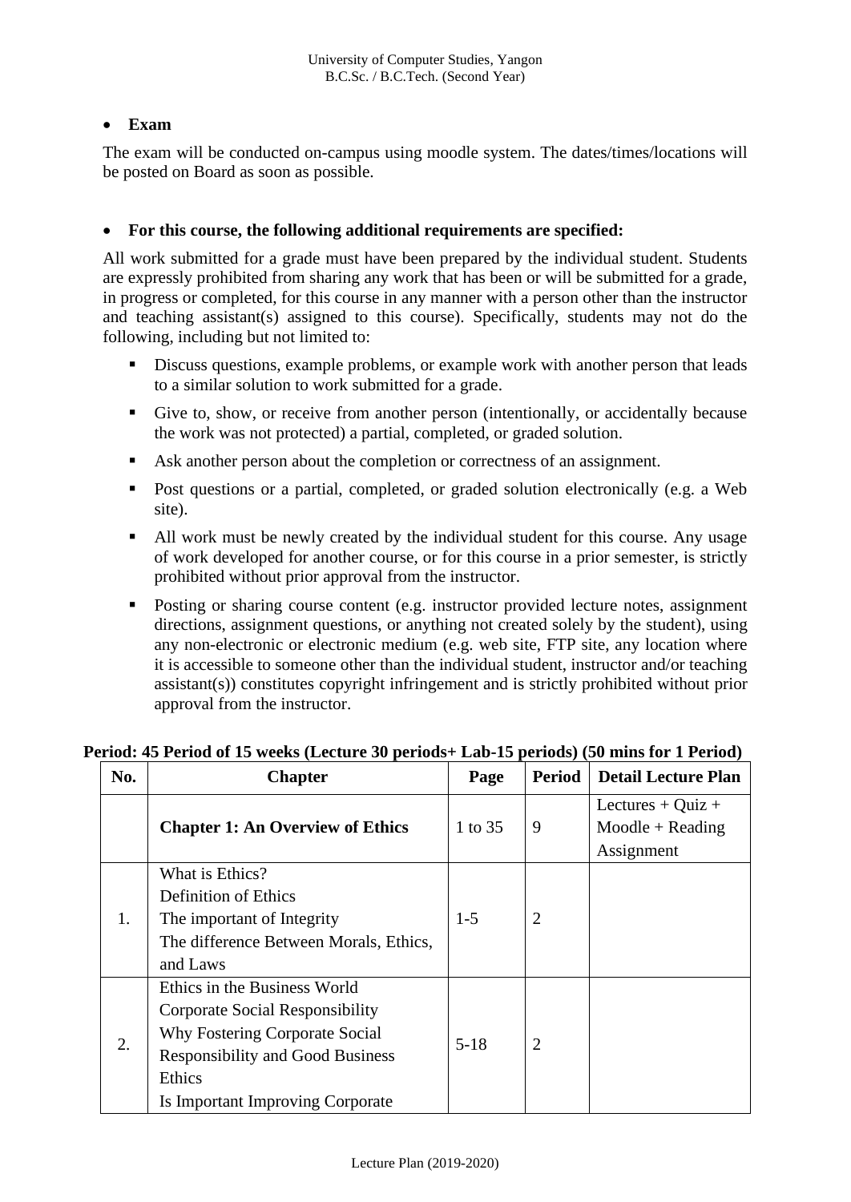- **Exam**

The exam will be conducted on-campus using moodle system. The dates/times/locations will be posted on Board as soon as possible.

- **For this course, the following additional requirements are specified:**

All work submitted for a grade must have been prepared by the individual student. Students are expressly prohibited from sharing any work that has been or will be submitted for a grade, in progress or completed, for this course in any manner with a person other than the instructor and teaching assistant(s) assigned to this course). Specifically, students may not do the following, including but not limited to:

  - Discuss questions, example problems, or example work with another person that leads to a similar solution to work submitted for a grade.
  - Give to, show, or receive from another person (intentionally, or accidentally because the work was not protected) a partial, completed, or graded solution.
  - Ask another person about the completion or correctness of an assignment.
  - Post questions or a partial, completed, or graded solution electronically (e.g. a Web site).
  - All work must be newly created by the individual student for this course. Any usage of work developed for another course, or for this course in a prior semester, is strictly prohibited without prior approval from the instructor.
  - Posting or sharing course content (e.g. instructor provided lecture notes, assignment directions, assignment questions, or anything not created solely by the student), using any non-electronic or electronic medium (e.g. web site, FTP site, any location where it is accessible to someone other than the individual student, instructor and/or teaching assistant(s)) constitutes copyright infringement and is strictly prohibited without prior approval from the instructor.

**Period: 45 Period of 15 weeks (Lecture 30 periods+ Lab-15 periods) (50 mins for 1 Period)**

| No. | Chapter | Page | Period | Detail Lecture Plan |
|---|---|---|---|---|
| | **Chapter 1: An Overview of Ethics** | 1 to 35 | 9 | Lectures + Quiz + Moodle + Reading Assignment |
| 1. | What is Ethics?<br>Definition of Ethics<br>The important of Integrity<br>The difference Between Morals, Ethics, and Laws | 1-5 | 2 | |
| 2. | Ethics in the Business World<br>Corporate Social Responsibility<br>Why Fostering Corporate Social Responsibility and Good Business Ethics<br>Is Important Improving Corporate | 5-18 | 2 | |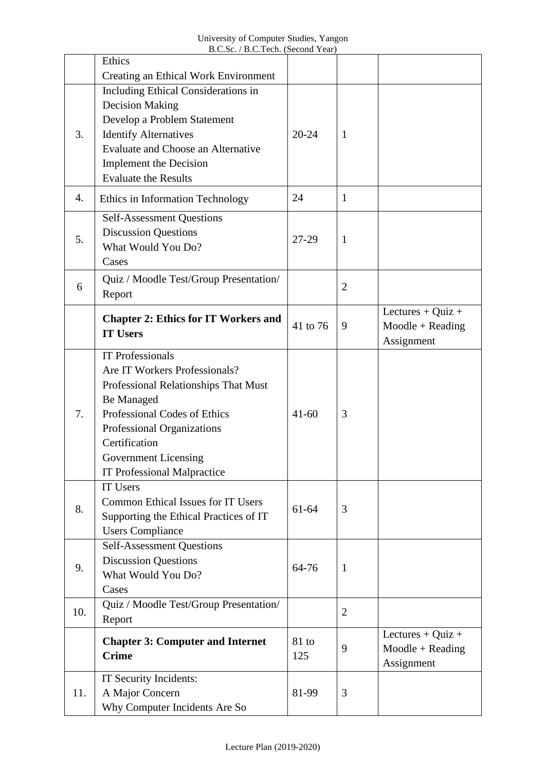| | | | | |
|---|---|---|---|---|
| | Ethics<br>Creating an Ethical Work Environment | | | |
| 3. | Including Ethical Considerations in Decision Making<br>Develop a Problem Statement<br>Identify Alternatives<br>Evaluate and Choose an Alternative<br>Implement the Decision<br>Evaluate the Results | 20-24 | 1 | |
| 4. | Ethics in Information Technology | 24 | 1 | |
| 5. | Self-Assessment Questions<br>Discussion Questions<br>What Would You Do?<br>Cases | 27-29 | 1 | |
| 6 | Quiz / Moodle Test/Group Presentation/ Report | | 2 | |
| | **Chapter 2: Ethics for IT Workers and IT Users** | 41 to 76 | 9 | Lectures + Quiz + Moodle + Reading Assignment |
| 7. | IT Professionals<br>Are IT Workers Professionals?<br>Professional Relationships That Must Be Managed<br>Professional Codes of Ethics<br>Professional Organizations<br>Certification<br>Government Licensing<br>IT Professional Malpractice | 41-60 | 3 | |
| 8. | IT Users<br>Common Ethical Issues for IT Users<br>Supporting the Ethical Practices of IT Users Compliance | 61-64 | 3 | |
| 9. | Self-Assessment Questions<br>Discussion Questions<br>What Would You Do?<br>Cases | 64-76 | 1 | |
| 10. | Quiz / Moodle Test/Group Presentation/ Report | | 2 | |
| | **Chapter 3: Computer and Internet Crime** | 81 to 125 | 9 | Lectures + Quiz + Moodle + Reading Assignment |
| 11. | IT Security Incidents:<br>A Major Concern<br>Why Computer Incidents Are So | 81-99 | 3 | |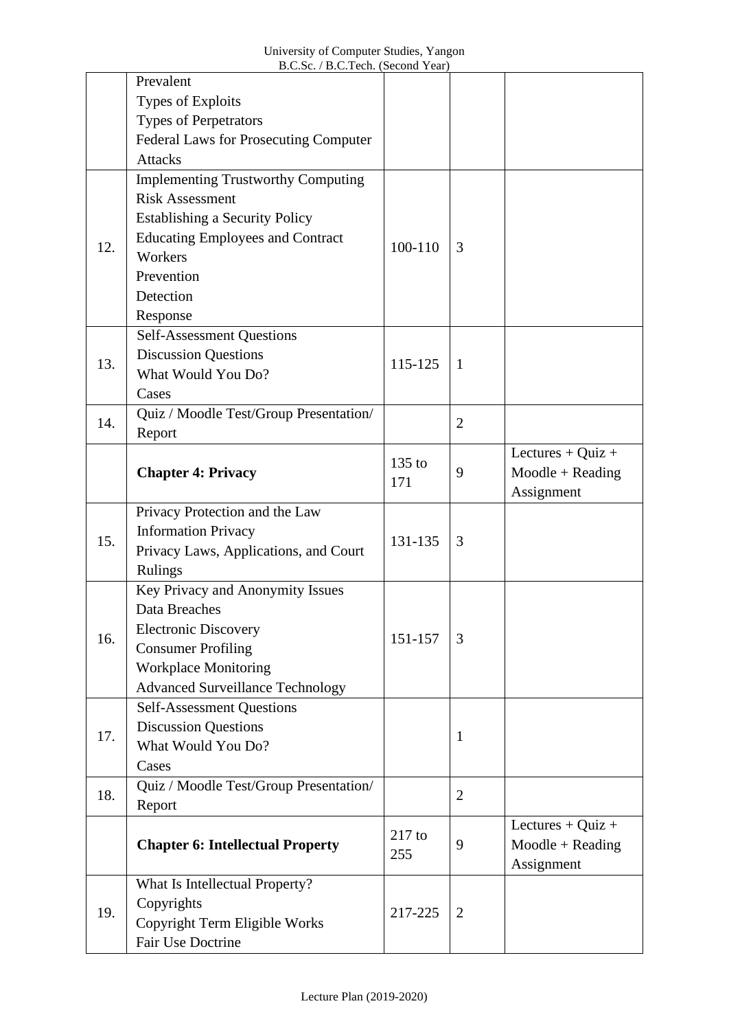| | | | | |
|---|---|---|---|---|
| | Prevalent<br>Types of Exploits<br>Types of Perpetrators<br>Federal Laws for Prosecuting Computer Attacks | | | |
| 12. | Implementing Trustworthy Computing<br>Risk Assessment<br>Establishing a Security Policy<br>Educating Employees and Contract Workers<br>Prevention<br>Detection<br>Response | 100-110 | 3 | |
| 13. | Self-Assessment Questions<br>Discussion Questions<br>What Would You Do?<br>Cases | 115-125 | 1 | |
| 14. | Quiz / Moodle Test/Group Presentation/ Report | | 2 | |
| | **Chapter 4: Privacy** | 135 to 171 | 9 | Lectures + Quiz + Moodle + Reading Assignment |
| 15. | Privacy Protection and the Law<br>Information Privacy<br>Privacy Laws, Applications, and Court Rulings | 131-135 | 3 | |
| 16. | Key Privacy and Anonymity Issues<br>Data Breaches<br>Electronic Discovery<br>Consumer Profiling<br>Workplace Monitoring<br>Advanced Surveillance Technology | 151-157 | 3 | |
| 17. | Self-Assessment Questions<br>Discussion Questions<br>What Would You Do?<br>Cases | | 1 | |
| 18. | Quiz / Moodle Test/Group Presentation/ Report | | 2 | |
| | **Chapter 6: Intellectual Property** | 217 to 255 | 9 | Lectures + Quiz + Moodle + Reading Assignment |
| 19. | What Is Intellectual Property?<br>Copyrights<br>Copyright Term Eligible Works<br>Fair Use Doctrine | 217-225 | 2 | |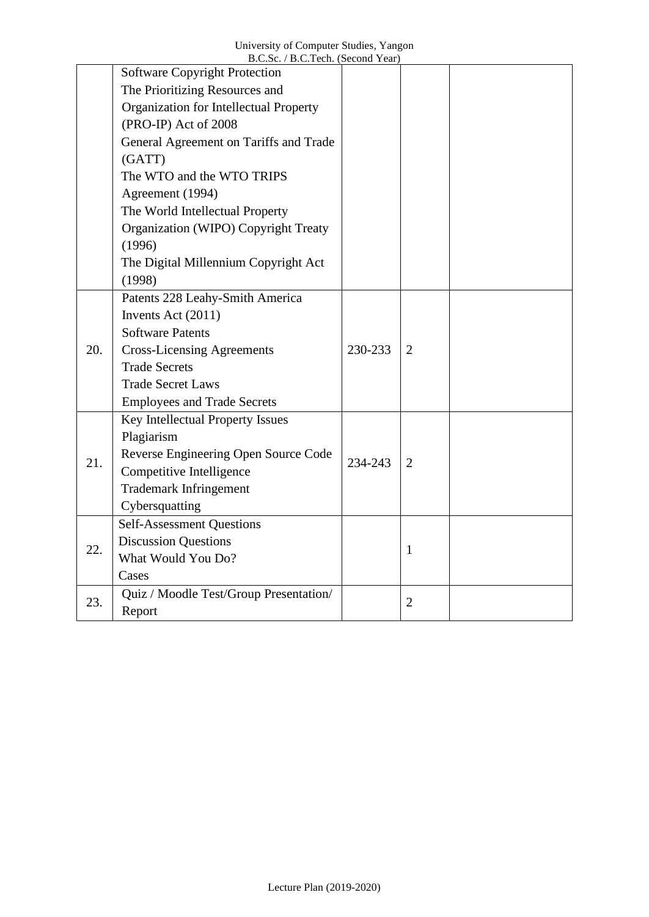| | | | | |
|---|---|---|---|---|
| | Software Copyright Protection<br>The Prioritizing Resources and Organization for Intellectual Property (PRO-IP) Act of 2008<br>General Agreement on Tariffs and Trade (GATT)<br>The WTO and the WTO TRIPS Agreement (1994)<br>The World Intellectual Property Organization (WIPO) Copyright Treaty (1996)<br>The Digital Millennium Copyright Act (1998) | | | |
| 20. | Patents 228 Leahy-Smith America Invents Act (2011)<br>Software Patents<br>Cross-Licensing Agreements<br>Trade Secrets<br>Trade Secret Laws<br>Employees and Trade Secrets | 230-233 | 2 | |
| 21. | Key Intellectual Property Issues<br>Plagiarism<br>Reverse Engineering Open Source Code<br>Competitive Intelligence<br>Trademark Infringement<br>Cybersquatting | 234-243 | 2 | |
| 22. | Self-Assessment Questions<br>Discussion Questions<br>What Would You Do?<br>Cases | | 1 | |
| 23. | Quiz / Moodle Test/Group Presentation/ Report | | 2 | |